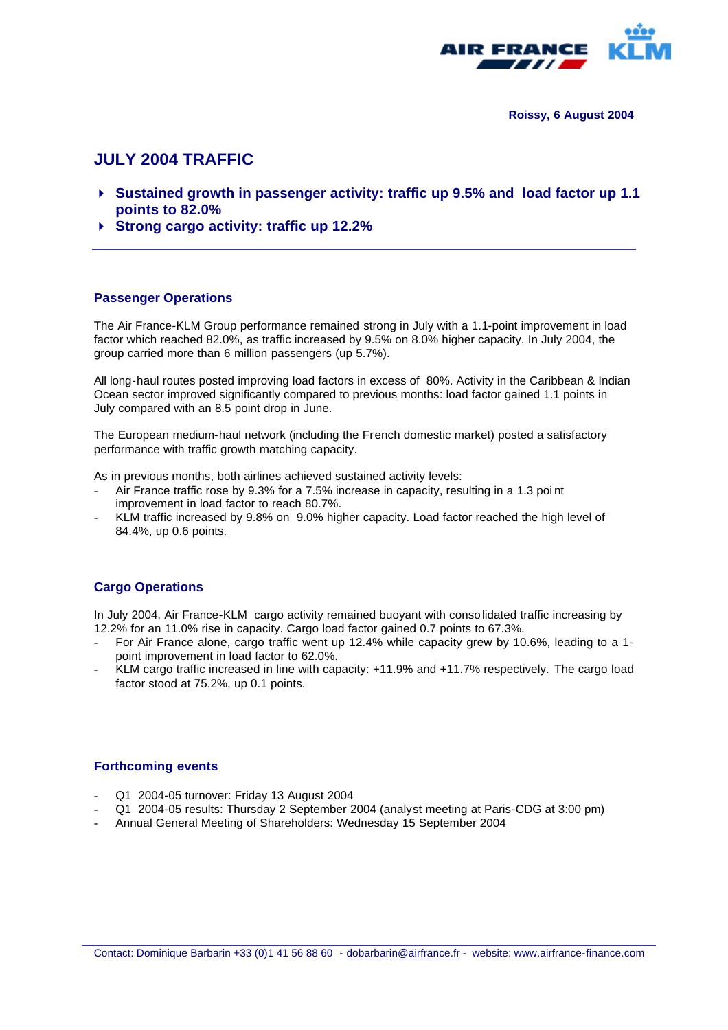Roissy, 6 August 2004

# JULY 2004 TRAFFIC

- **Sustained growth in passenger activity: traffic up 9.5% and load factor up 1.1 points to 82.0%**
- **Strong cargo activity: traffic up 12.2%**

## Passenger Operations

The Air France-KLM Group performance remained strong in July with a 1.1-point improvement in load factor which reached 82.0%, as traffic increased by 9.5% on 8.0% higher capacity. In July 2004, the group carried more than 6 million passengers (up 5.7%).

All long-haul routes posted improving load factors in excess of 80%. Activity in the Caribbean & Indian Ocean sector improved significantly compared to previous months: load factor gained 1.1 points in July compared with an 8.5 point drop in June.

The European medium-haul network (including the French domestic market) posted a satisfactory performance with traffic growth matching capacity.

As in previous months, both airlines achieved sustained activity levels:

- Air France traffic rose by 9.3% for a 7.5% increase in capacity, resulting in a 1.3 point improvement in load factor to reach 80.7%.
- KLM traffic increased by 9.8% on 9.0% higher capacity. Load factor reached the high level of 84.4%, up 0.6 points.

## Cargo Operations

In July 2004, Air France-KLM cargo activity remained buoyant with consolidated traffic increasing by 12.2% for an 11.0% rise in capacity. Cargo load factor gained 0.7 points to 67.3%.

- For Air France alone, cargo traffic went up 12.4% while capacity grew by 10.6%, leading to a 1-point improvement in load factor to 62.0%.
- KLM cargo traffic increased in line with capacity: +11.9% and +11.7% respectively. The cargo load factor stood at 75.2%, up 0.1 points.

## Forthcoming events

- Q1 2004-05 turnover: Friday 13 August 2004
- Q1 2004-05 results: Thursday 2 September 2004 (analyst meeting at Paris-CDG at 3:00 pm)
- Annual General Meeting of Shareholders: Wednesday 15 September 2004

Contact: Dominique Barbarin +33 (0)1 41 56 88 60 - dobarbarin@airfrance.fr - website: www.airfrance-finance.com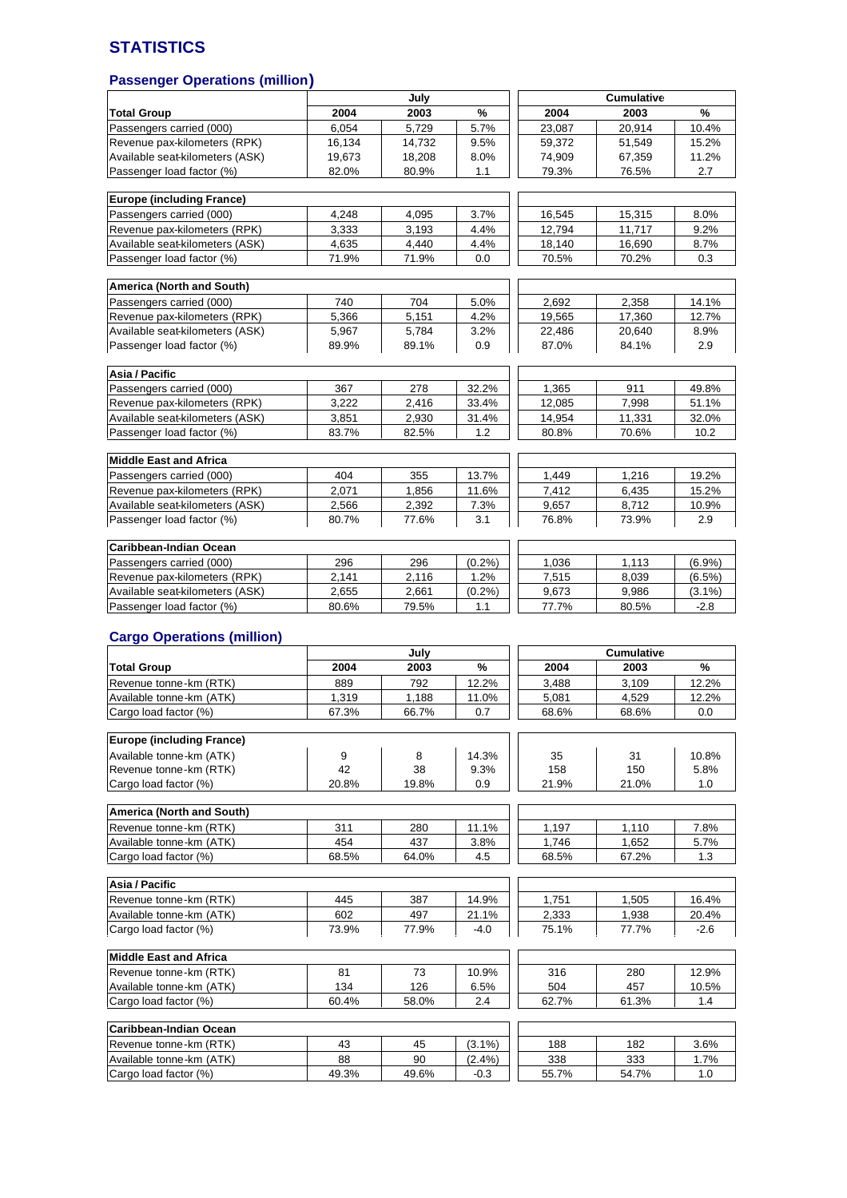# STATISTICS

## Passenger Operations (million)

| | July | | | Cumulative | | |
|---|---|---|---|---|---|---|
| **Total Group** | **2004** | **2003** | **%** | **2004** | **2003** | **%** |
| Passengers carried (000) | 6,054 | 5,729 | 5.7% | 23,087 | 20,914 | 10.4% |
| Revenue pax-kilometers (RPK) | 16,134 | 14,732 | 9.5% | 59,372 | 51,549 | 15.2% |
| Available seat-kilometers (ASK) | 19,673 | 18,208 | 8.0% | 74,909 | 67,359 | 11.2% |
| Passenger load factor (%) | 82.0% | 80.9% | 1.1 | 79.3% | 76.5% | 2.7 |
| **Europe (including France)** | | | | | | |
| Passengers carried (000) | 4,248 | 4,095 | 3.7% | 16,545 | 15,315 | 8.0% |
| Revenue pax-kilometers (RPK) | 3,333 | 3,193 | 4.4% | 12,794 | 11,717 | 9.2% |
| Available seat-kilometers (ASK) | 4,635 | 4,440 | 4.4% | 18,140 | 16,690 | 8.7% |
| Passenger load factor (%) | 71.9% | 71.9% | 0.0 | 70.5% | 70.2% | 0.3 |
| **America (North and South)** | | | | | | |
| Passengers carried (000) | 740 | 704 | 5.0% | 2,692 | 2,358 | 14.1% |
| Revenue pax-kilometers (RPK) | 5,366 | 5,151 | 4.2% | 19,565 | 17,360 | 12.7% |
| Available seat-kilometers (ASK) | 5,967 | 5,784 | 3.2% | 22,486 | 20,640 | 8.9% |
| Passenger load factor (%) | 89.9% | 89.1% | 0.9 | 87.0% | 84.1% | 2.9 |
| **Asia / Pacific** | | | | | | |
| Passengers carried (000) | 367 | 278 | 32.2% | 1,365 | 911 | 49.8% |
| Revenue pax-kilometers (RPK) | 3,222 | 2,416 | 33.4% | 12,085 | 7,998 | 51.1% |
| Available seat-kilometers (ASK) | 3,851 | 2,930 | 31.4% | 14,954 | 11,331 | 32.0% |
| Passenger load factor (%) | 83.7% | 82.5% | 1.2 | 80.8% | 70.6% | 10.2 |
| **Middle East and Africa** | | | | | | |
| Passengers carried (000) | 404 | 355 | 13.7% | 1,449 | 1,216 | 19.2% |
| Revenue pax-kilometers (RPK) | 2,071 | 1,856 | 11.6% | 7,412 | 6,435 | 15.2% |
| Available seat-kilometers (ASK) | 2,566 | 2,392 | 7.3% | 9,657 | 8,712 | 10.9% |
| Passenger load factor (%) | 80.7% | 77.6% | 3.1 | 76.8% | 73.9% | 2.9 |
| **Caribbean-Indian Ocean** | | | | | | |
| Passengers carried (000) | 296 | 296 | (0.2%) | 1,036 | 1,113 | (6.9%) |
| Revenue pax-kilometers (RPK) | 2,141 | 2,116 | 1.2% | 7,515 | 8,039 | (6.5%) |
| Available seat-kilometers (ASK) | 2,655 | 2,661 | (0.2%) | 9,673 | 9,986 | (3.1%) |
| Passenger load factor (%) | 80.6% | 79.5% | 1.1 | 77.7% | 80.5% | -2.8 |

## Cargo Operations (million)

| | July | | | Cumulative | | |
|---|---|---|---|---|---|---|
| **Total Group** | **2004** | **2003** | **%** | **2004** | **2003** | **%** |
| Revenue tonne-km (RTK) | 889 | 792 | 12.2% | 3,488 | 3,109 | 12.2% |
| Available tonne-km (ATK) | 1,319 | 1,188 | 11.0% | 5,081 | 4,529 | 12.2% |
| Cargo load factor (%) | 67.3% | 66.7% | 0.7 | 68.6% | 68.6% | 0.0 |
| **Europe (including France)** | | | | | | |
| Available tonne-km (ATK) | 9 | 8 | 14.3% | 35 | 31 | 10.8% |
| Revenue tonne-km (RTK) | 42 | 38 | 9.3% | 158 | 150 | 5.8% |
| Cargo load factor (%) | 20.8% | 19.8% | 0.9 | 21.9% | 21.0% | 1.0 |
| **America (North and South)** | | | | | | |
| Revenue tonne-km (RTK) | 311 | 280 | 11.1% | 1,197 | 1,110 | 7.8% |
| Available tonne-km (ATK) | 454 | 437 | 3.8% | 1,746 | 1,652 | 5.7% |
| Cargo load factor (%) | 68.5% | 64.0% | 4.5 | 68.5% | 67.2% | 1.3 |
| **Asia / Pacific** | | | | | | |
| Revenue tonne-km (RTK) | 445 | 387 | 14.9% | 1,751 | 1,505 | 16.4% |
| Available tonne-km (ATK) | 602 | 497 | 21.1% | 2,333 | 1,938 | 20.4% |
| Cargo load factor (%) | 73.9% | 77.9% | -4.0 | 75.1% | 77.7% | -2.6 |
| **Middle East and Africa** | | | | | | |
| Revenue tonne-km (RTK) | 81 | 73 | 10.9% | 316 | 280 | 12.9% |
| Available tonne-km (ATK) | 134 | 126 | 6.5% | 504 | 457 | 10.5% |
| Cargo load factor (%) | 60.4% | 58.0% | 2.4 | 62.7% | 61.3% | 1.4 |
| **Caribbean-Indian Ocean** | | | | | | |
| Revenue tonne-km (RTK) | 43 | 45 | (3.1%) | 188 | 182 | 3.6% |
| Available tonne-km (ATK) | 88 | 90 | (2.4%) | 338 | 333 | 1.7% |
| Cargo load factor (%) | 49.3% | 49.6% | -0.3 | 55.7% | 54.7% | 1.0 |